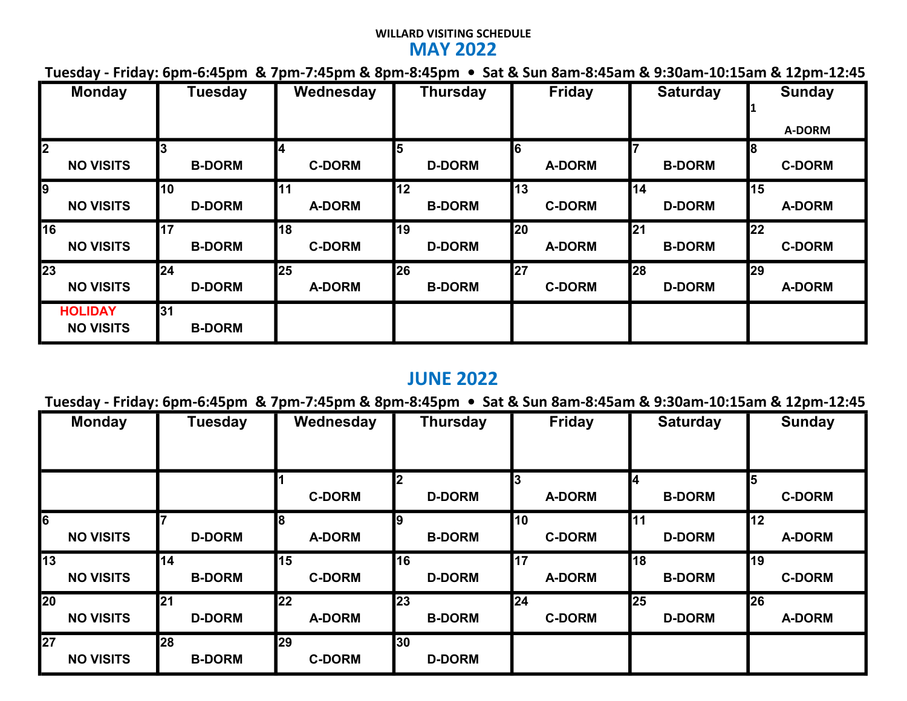WILLARD VISITING SCHEDULE

## MAY 2022

**Tuesday - Friday: 6pm-6:45pm & 7pm-7:45pm & 8pm-8:45pm • Sat & Sun 8am-8:45am & 9:30am-10:15am & 12pm-12:45**

| Monday | Tuesday | Wednesday | Thursday | Friday | Saturday | Sunday |
|---|---|---|---|---|---|---|
| | | | | | | 1 A-DORM |
| 2 NO VISITS | 3 B-DORM | 4 C-DORM | 5 D-DORM | 6 A-DORM | 7 B-DORM | 8 C-DORM |
| 9 NO VISITS | 10 D-DORM | 11 A-DORM | 12 B-DORM | 13 C-DORM | 14 D-DORM | 15 A-DORM |
| 16 NO VISITS | 17 B-DORM | 18 C-DORM | 19 D-DORM | 20 A-DORM | 21 B-DORM | 22 C-DORM |
| 23 NO VISITS | 24 D-DORM | 25 A-DORM | 26 B-DORM | 27 C-DORM | 28 D-DORM | 29 A-DORM |
| HOLIDAY NO VISITS | 31 B-DORM | | | | | |

## JUNE 2022

**Tuesday - Friday: 6pm-6:45pm & 7pm-7:45pm & 8pm-8:45pm • Sat & Sun 8am-8:45am & 9:30am-10:15am & 12pm-12:45**

| Monday | Tuesday | Wednesday | Thursday | Friday | Saturday | Sunday |
|---|---|---|---|---|---|---|
| | | 1 C-DORM | 2 D-DORM | 3 A-DORM | 4 B-DORM | 5 C-DORM |
| 6 NO VISITS | 7 D-DORM | 8 A-DORM | 9 B-DORM | 10 C-DORM | 11 D-DORM | 12 A-DORM |
| 13 NO VISITS | 14 B-DORM | 15 C-DORM | 16 D-DORM | 17 A-DORM | 18 B-DORM | 19 C-DORM |
| 20 NO VISITS | 21 D-DORM | 22 A-DORM | 23 B-DORM | 24 C-DORM | 25 D-DORM | 26 A-DORM |
| 27 NO VISITS | 28 B-DORM | 29 C-DORM | 30 D-DORM | | | |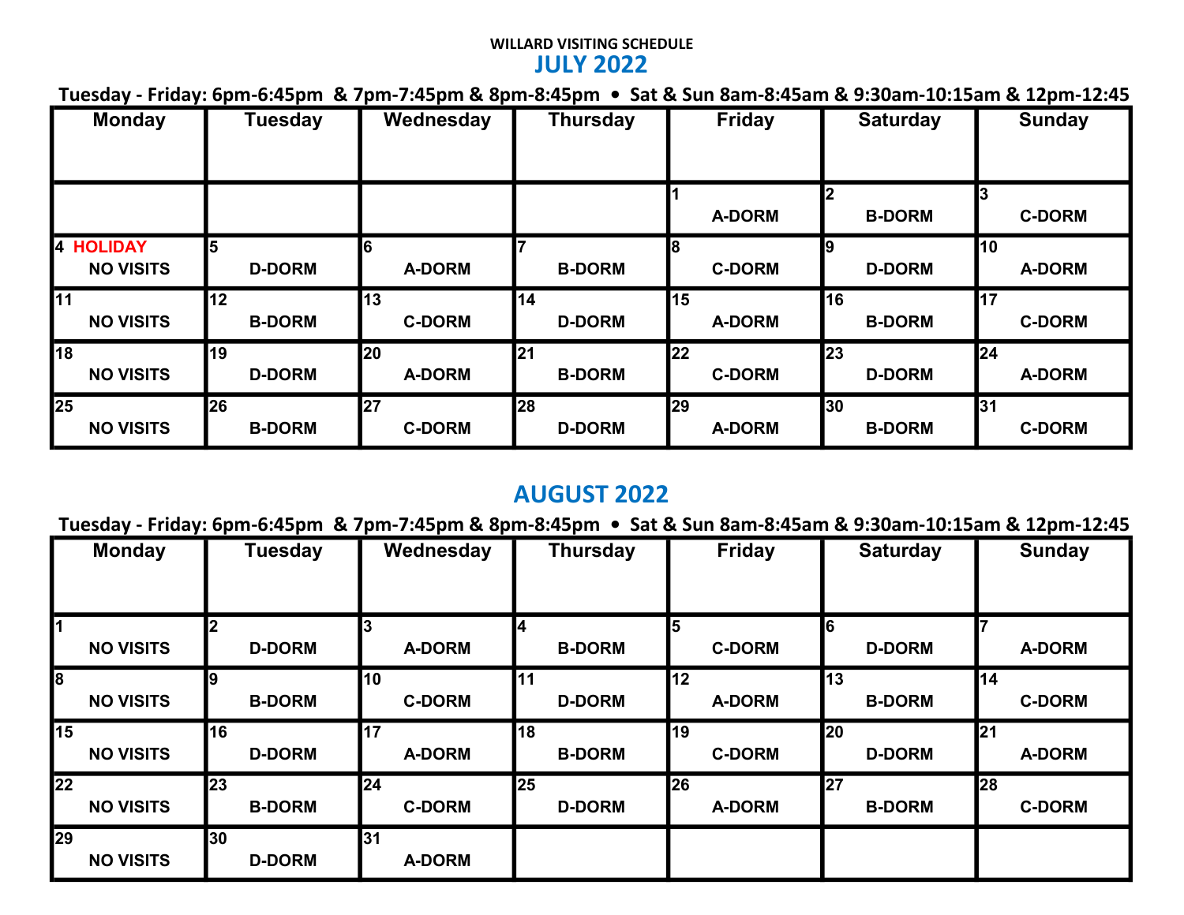WILLARD VISITING SCHEDULE

## JULY 2022

**Tuesday - Friday: 6pm-6:45pm & 7pm-7:45pm & 8pm-8:45pm • Sat & Sun 8am-8:45am & 9:30am-10:15am & 12pm-12:45**

| Monday | Tuesday | Wednesday | Thursday | Friday | Saturday | Sunday |
|---|---|---|---|---|---|---|
| | | | | 1 A-DORM | 2 B-DORM | 3 C-DORM |
| 4 HOLIDAY NO VISITS | 5 D-DORM | 6 A-DORM | 7 B-DORM | 8 C-DORM | 9 D-DORM | 10 A-DORM |
| 11 NO VISITS | 12 B-DORM | 13 C-DORM | 14 D-DORM | 15 A-DORM | 16 B-DORM | 17 C-DORM |
| 18 NO VISITS | 19 D-DORM | 20 A-DORM | 21 B-DORM | 22 C-DORM | 23 D-DORM | 24 A-DORM |
| 25 NO VISITS | 26 B-DORM | 27 C-DORM | 28 D-DORM | 29 A-DORM | 30 B-DORM | 31 C-DORM |

## AUGUST 2022

**Tuesday - Friday: 6pm-6:45pm & 7pm-7:45pm & 8pm-8:45pm • Sat & Sun 8am-8:45am & 9:30am-10:15am & 12pm-12:45**

| Monday | Tuesday | Wednesday | Thursday | Friday | Saturday | Sunday |
|---|---|---|---|---|---|---|
| 1 NO VISITS | 2 D-DORM | 3 A-DORM | 4 B-DORM | 5 C-DORM | 6 D-DORM | 7 A-DORM |
| 8 NO VISITS | 9 B-DORM | 10 C-DORM | 11 D-DORM | 12 A-DORM | 13 B-DORM | 14 C-DORM |
| 15 NO VISITS | 16 D-DORM | 17 A-DORM | 18 B-DORM | 19 C-DORM | 20 D-DORM | 21 A-DORM |
| 22 NO VISITS | 23 B-DORM | 24 C-DORM | 25 D-DORM | 26 A-DORM | 27 B-DORM | 28 C-DORM |
| 29 NO VISITS | 30 D-DORM | 31 A-DORM | | | | |